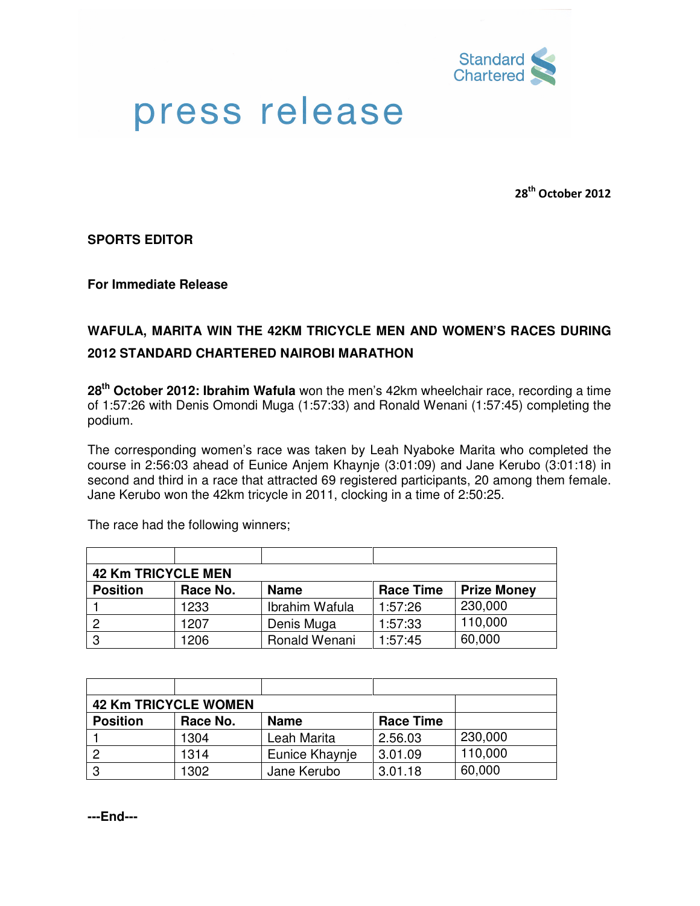Standard Chartered

# press release

**28th October 2012**

**SPORTS EDITOR**

**For Immediate Release**

## WAFULA, MARITA WIN THE 42KM TRICYCLE MEN AND WOMEN'S RACES DURING 2012 STANDARD CHARTERED NAIROBI MARATHON

**28th October 2012: Ibrahim Wafula** won the men's 42km wheelchair race, recording a time of 1:57:26 with Denis Omondi Muga (1:57:33) and Ronald Wenani (1:57:45) completing the podium.

The corresponding women's race was taken by Leah Nyaboke Marita who completed the course in 2:56:03 ahead of Eunice Anjem Khaynje (3:01:09) and Jane Kerubo (3:01:18) in second and third in a race that attracted 69 registered participants, 20 among them female. Jane Kerubo won the 42km tricycle in 2011, clocking in a time of 2:50:25.

The race had the following winners;

| 42 Km TRICYCLE MEN | | | | |
|---|---|---|---|---|
| **Position** | **Race No.** | **Name** | **Race Time** | **Prize Money** |
| 1 | 1233 | Ibrahim Wafula | 1:57:26 | 230,000 |
| 2 | 1207 | Denis Muga | 1:57:33 | 110,000 |
| 3 | 1206 | Ronald Wenani | 1:57:45 | 60,000 |

| 42 Km TRICYCLE WOMEN | | | | |
|---|---|---|---|---|
| **Position** | **Race No.** | **Name** | **Race Time** | |
| 1 | 1304 | Leah Marita | 2.56.03 | 230,000 |
| 2 | 1314 | Eunice Khaynje | 3.01.09 | 110,000 |
| 3 | 1302 | Jane Kerubo | 3.01.18 | 60,000 |

**---End---**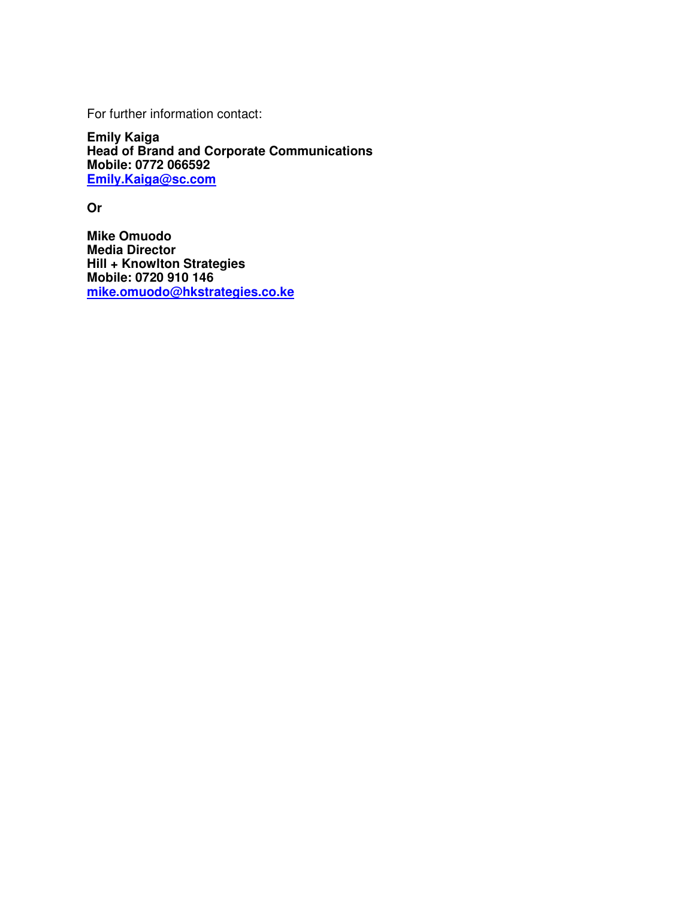For further information contact:

**Emily Kaiga**
**Head of Brand and Corporate Communications**
**Mobile: 0772 066592**
**Emily.Kaiga@sc.com**

**Or**

**Mike Omuodo**
**Media Director**
**Hill + Knowlton Strategies**
**Mobile: 0720 910 146**
**mike.omuodo@hkstrategies.co.ke**